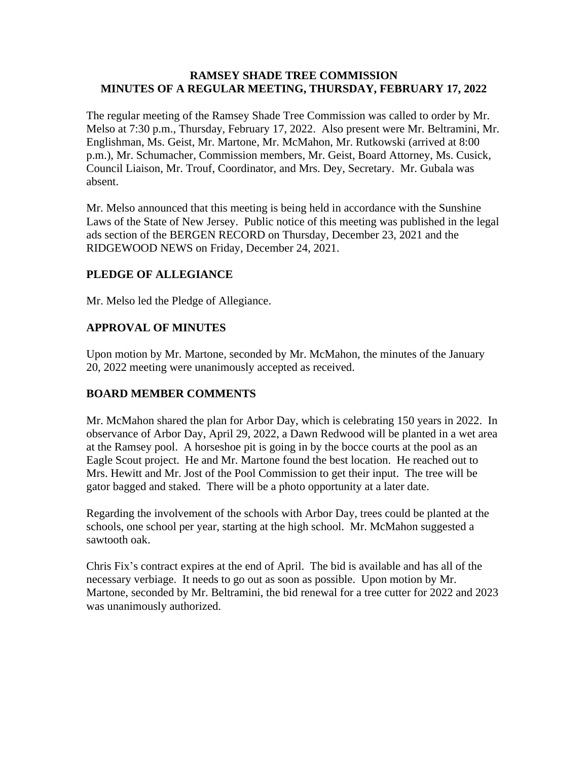**RAMSEY SHADE TREE COMMISSION**
**MINUTES OF A REGULAR MEETING, THURSDAY, FEBRUARY 17, 2022**

The regular meeting of the Ramsey Shade Tree Commission was called to order by Mr. Melso at 7:30 p.m., Thursday, February 17, 2022. Also present were Mr. Beltramini, Mr. Englishman, Ms. Geist, Mr. Martone, Mr. McMahon, Mr. Rutkowski (arrived at 8:00 p.m.), Mr. Schumacher, Commission members, Mr. Geist, Board Attorney, Ms. Cusick, Council Liaison, Mr. Trouf, Coordinator, and Mrs. Dey, Secretary. Mr. Gubala was absent.

Mr. Melso announced that this meeting is being held in accordance with the Sunshine Laws of the State of New Jersey. Public notice of this meeting was published in the legal ads section of the BERGEN RECORD on Thursday, December 23, 2021 and the RIDGEWOOD NEWS on Friday, December 24, 2021.

## PLEDGE OF ALLEGIANCE

Mr. Melso led the Pledge of Allegiance.

## APPROVAL OF MINUTES

Upon motion by Mr. Martone, seconded by Mr. McMahon, the minutes of the January 20, 2022 meeting were unanimously accepted as received.

## BOARD MEMBER COMMENTS

Mr. McMahon shared the plan for Arbor Day, which is celebrating 150 years in 2022. In observance of Arbor Day, April 29, 2022, a Dawn Redwood will be planted in a wet area at the Ramsey pool. A horseshoe pit is going in by the bocce courts at the pool as an Eagle Scout project. He and Mr. Martone found the best location. He reached out to Mrs. Hewitt and Mr. Jost of the Pool Commission to get their input. The tree will be gator bagged and staked. There will be a photo opportunity at a later date.

Regarding the involvement of the schools with Arbor Day, trees could be planted at the schools, one school per year, starting at the high school. Mr. McMahon suggested a sawtooth oak.

Chris Fix's contract expires at the end of April. The bid is available and has all of the necessary verbiage. It needs to go out as soon as possible. Upon motion by Mr. Martone, seconded by Mr. Beltramini, the bid renewal for a tree cutter for 2022 and 2023 was unanimously authorized.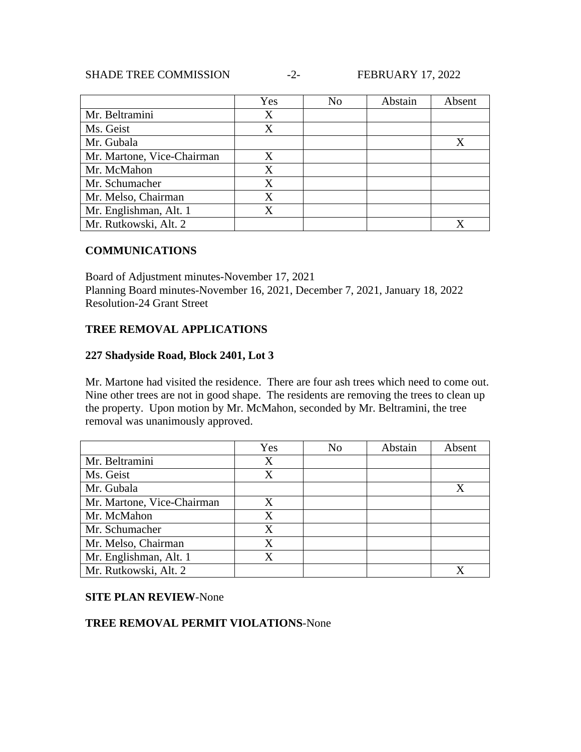| | Yes | No | Abstain | Absent |
|---|---|---|---|---|
| Mr. Beltramini | X | | | |
| Ms. Geist | X | | | |
| Mr. Gubala | | | | X |
| Mr. Martone, Vice-Chairman | X | | | |
| Mr. McMahon | X | | | |
| Mr. Schumacher | X | | | |
| Mr. Melso, Chairman | X | | | |
| Mr. Englishman, Alt. 1 | X | | | |
| Mr. Rutkowski, Alt. 2 | | | | X |

**COMMUNICATIONS**

Board of Adjustment minutes-November 17, 2021
Planning Board minutes-November 16, 2021, December 7, 2021, January 18, 2022
Resolution-24 Grant Street

**TREE REMOVAL APPLICATIONS**

**227 Shadyside Road, Block 2401, Lot 3**

Mr. Martone had visited the residence. There are four ash trees which need to come out. Nine other trees are not in good shape. The residents are removing the trees to clean up the property. Upon motion by Mr. McMahon, seconded by Mr. Beltramini, the tree removal was unanimously approved.

| | Yes | No | Abstain | Absent |
|---|---|---|---|---|
| Mr. Beltramini | X | | | |
| Ms. Geist | X | | | |
| Mr. Gubala | | | | X |
| Mr. Martone, Vice-Chairman | X | | | |
| Mr. McMahon | X | | | |
| Mr. Schumacher | X | | | |
| Mr. Melso, Chairman | X | | | |
| Mr. Englishman, Alt. 1 | X | | | |
| Mr. Rutkowski, Alt. 2 | | | | X |

**SITE PLAN REVIEW**-None

**TREE REMOVAL PERMIT VIOLATIONS**-None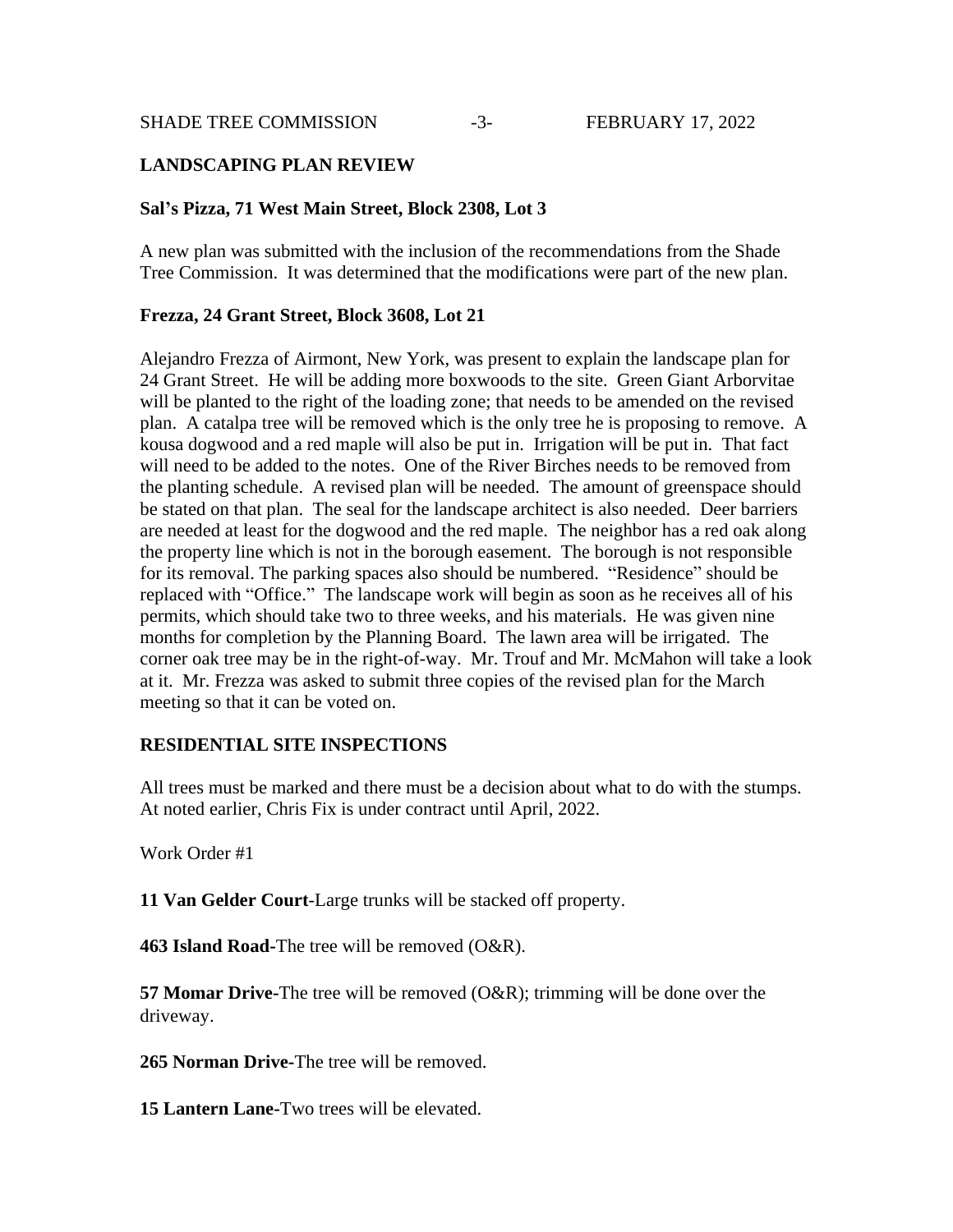## LANDSCAPING PLAN REVIEW

### Sal's Pizza, 71 West Main Street, Block 2308, Lot 3

A new plan was submitted with the inclusion of the recommendations from the Shade Tree Commission. It was determined that the modifications were part of the new plan.

### Frezza, 24 Grant Street, Block 3608, Lot 21

Alejandro Frezza of Airmont, New York, was present to explain the landscape plan for 24 Grant Street. He will be adding more boxwoods to the site. Green Giant Arborvitae will be planted to the right of the loading zone; that needs to be amended on the revised plan. A catalpa tree will be removed which is the only tree he is proposing to remove. A kousa dogwood and a red maple will also be put in. Irrigation will be put in. That fact will need to be added to the notes. One of the River Birches needs to be removed from the planting schedule. A revised plan will be needed. The amount of greenspace should be stated on that plan. The seal for the landscape architect is also needed. Deer barriers are needed at least for the dogwood and the red maple. The neighbor has a red oak along the property line which is not in the borough easement. The borough is not responsible for its removal. The parking spaces also should be numbered. "Residence" should be replaced with "Office." The landscape work will begin as soon as he receives all of his permits, which should take two to three weeks, and his materials. He was given nine months for completion by the Planning Board. The lawn area will be irrigated. The corner oak tree may be in the right-of-way. Mr. Trouf and Mr. McMahon will take a look at it. Mr. Frezza was asked to submit three copies of the revised plan for the March meeting so that it can be voted on.

## RESIDENTIAL SITE INSPECTIONS

All trees must be marked and there must be a decision about what to do with the stumps. At noted earlier, Chris Fix is under contract until April, 2022.

Work Order #1

**11 Van Gelder Court**-Large trunks will be stacked off property.

**463 Island Road**-The tree will be removed (O&R).

**57 Momar Drive**-The tree will be removed (O&R); trimming will be done over the driveway.

**265 Norman Drive**-The tree will be removed.

**15 Lantern Lane**-Two trees will be elevated.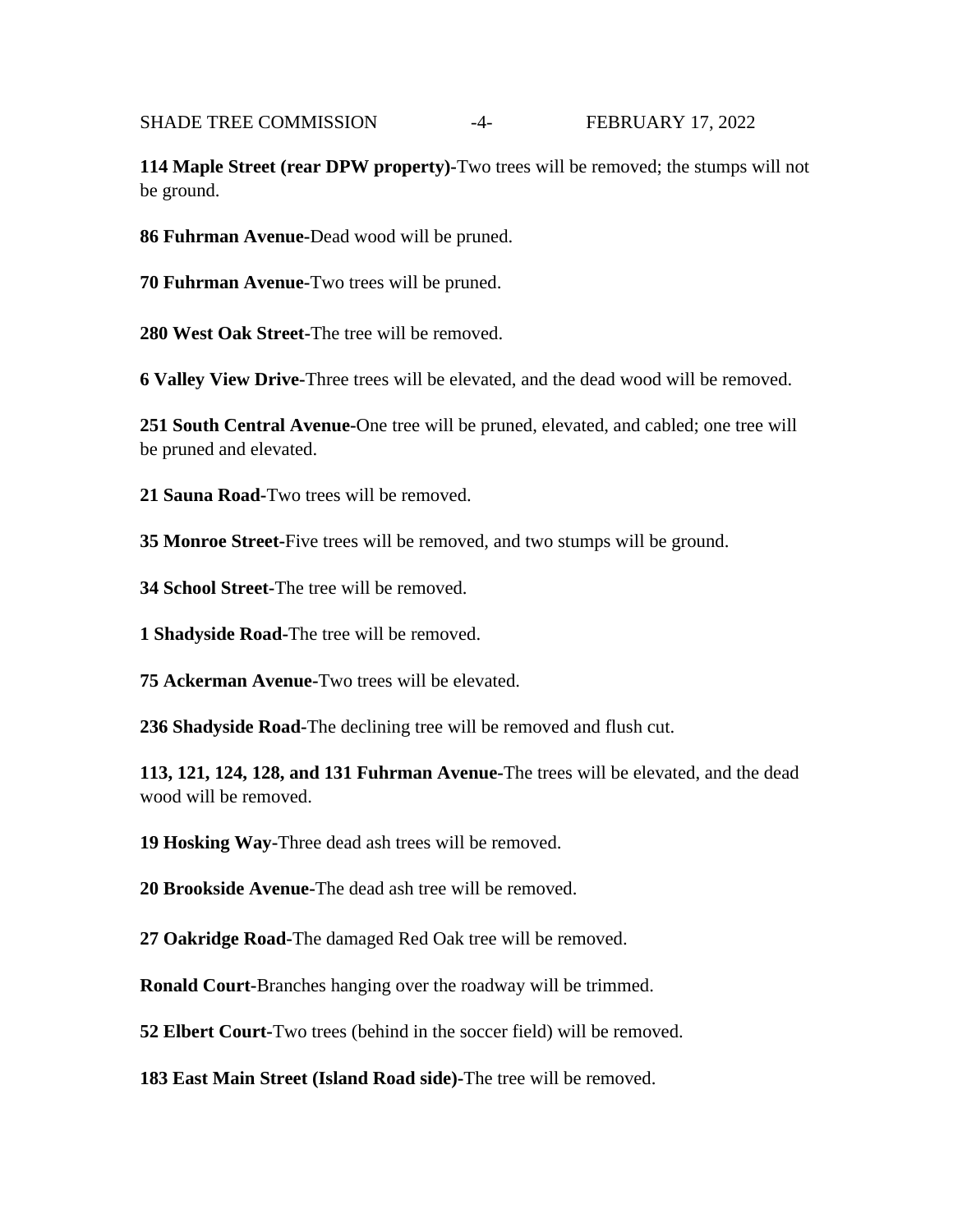**114 Maple Street (rear DPW property)-**Two trees will be removed; the stumps will not be ground.

**86 Fuhrman Avenue-**Dead wood will be pruned.

**70 Fuhrman Avenue-**Two trees will be pruned.

**280 West Oak Street-**The tree will be removed.

**6 Valley View Drive-**Three trees will be elevated, and the dead wood will be removed.

**251 South Central Avenue-**One tree will be pruned, elevated, and cabled; one tree will be pruned and elevated.

**21 Sauna Road-**Two trees will be removed.

**35 Monroe Street-**Five trees will be removed, and two stumps will be ground.

**34 School Street-**The tree will be removed.

**1 Shadyside Road-**The tree will be removed.

**75 Ackerman Avenue-**Two trees will be elevated.

**236 Shadyside Road-**The declining tree will be removed and flush cut.

**113, 121, 124, 128, and 131 Fuhrman Avenue-**The trees will be elevated, and the dead wood will be removed.

**19 Hosking Way-**Three dead ash trees will be removed.

**20 Brookside Avenue-**The dead ash tree will be removed.

**27 Oakridge Road-**The damaged Red Oak tree will be removed.

**Ronald Court-**Branches hanging over the roadway will be trimmed.

**52 Elbert Court-**Two trees (behind in the soccer field) will be removed.

**183 East Main Street (Island Road side)-**The tree will be removed.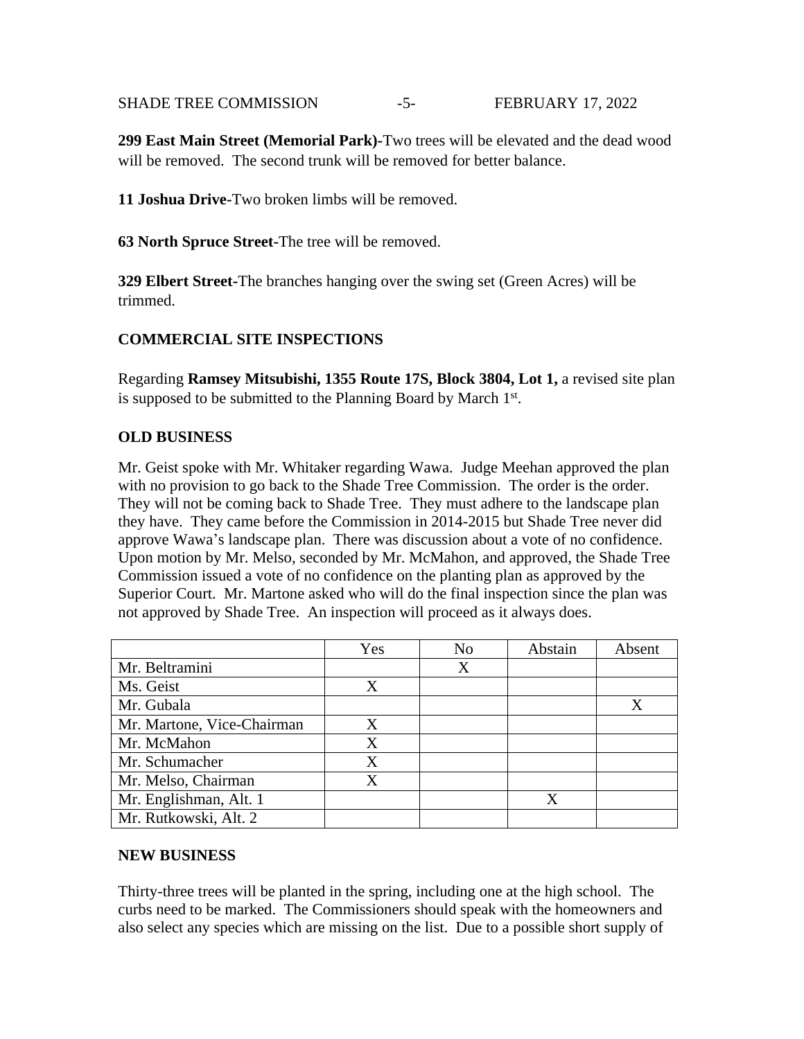**299 East Main Street (Memorial Park)-**Two trees will be elevated and the dead wood will be removed. The second trunk will be removed for better balance.

**11 Joshua Drive-**Two broken limbs will be removed.

**63 North Spruce Street-**The tree will be removed.

**329 Elbert Street-**The branches hanging over the swing set (Green Acres) will be trimmed.

## COMMERCIAL SITE INSPECTIONS

Regarding **Ramsey Mitsubishi, 1355 Route 17S, Block 3804, Lot 1,** a revised site plan is supposed to be submitted to the Planning Board by March 1st.

## OLD BUSINESS

Mr. Geist spoke with Mr. Whitaker regarding Wawa. Judge Meehan approved the plan with no provision to go back to the Shade Tree Commission. The order is the order. They will not be coming back to Shade Tree. They must adhere to the landscape plan they have. They came before the Commission in 2014-2015 but Shade Tree never did approve Wawa's landscape plan. There was discussion about a vote of no confidence. Upon motion by Mr. Melso, seconded by Mr. McMahon, and approved, the Shade Tree Commission issued a vote of no confidence on the planting plan as approved by the Superior Court. Mr. Martone asked who will do the final inspection since the plan was not approved by Shade Tree. An inspection will proceed as it always does.

| | Yes | No | Abstain | Absent |
|---|---|---|---|---|
| Mr. Beltramini | | X | | |
| Ms. Geist | X | | | |
| Mr. Gubala | | | | X |
| Mr. Martone, Vice-Chairman | X | | | |
| Mr. McMahon | X | | | |
| Mr. Schumacher | X | | | |
| Mr. Melso, Chairman | X | | | |
| Mr. Englishman, Alt. 1 | | | X | |
| Mr. Rutkowski, Alt. 2 | | | | |

## NEW BUSINESS

Thirty-three trees will be planted in the spring, including one at the high school. The curbs need to be marked. The Commissioners should speak with the homeowners and also select any species which are missing on the list. Due to a possible short supply of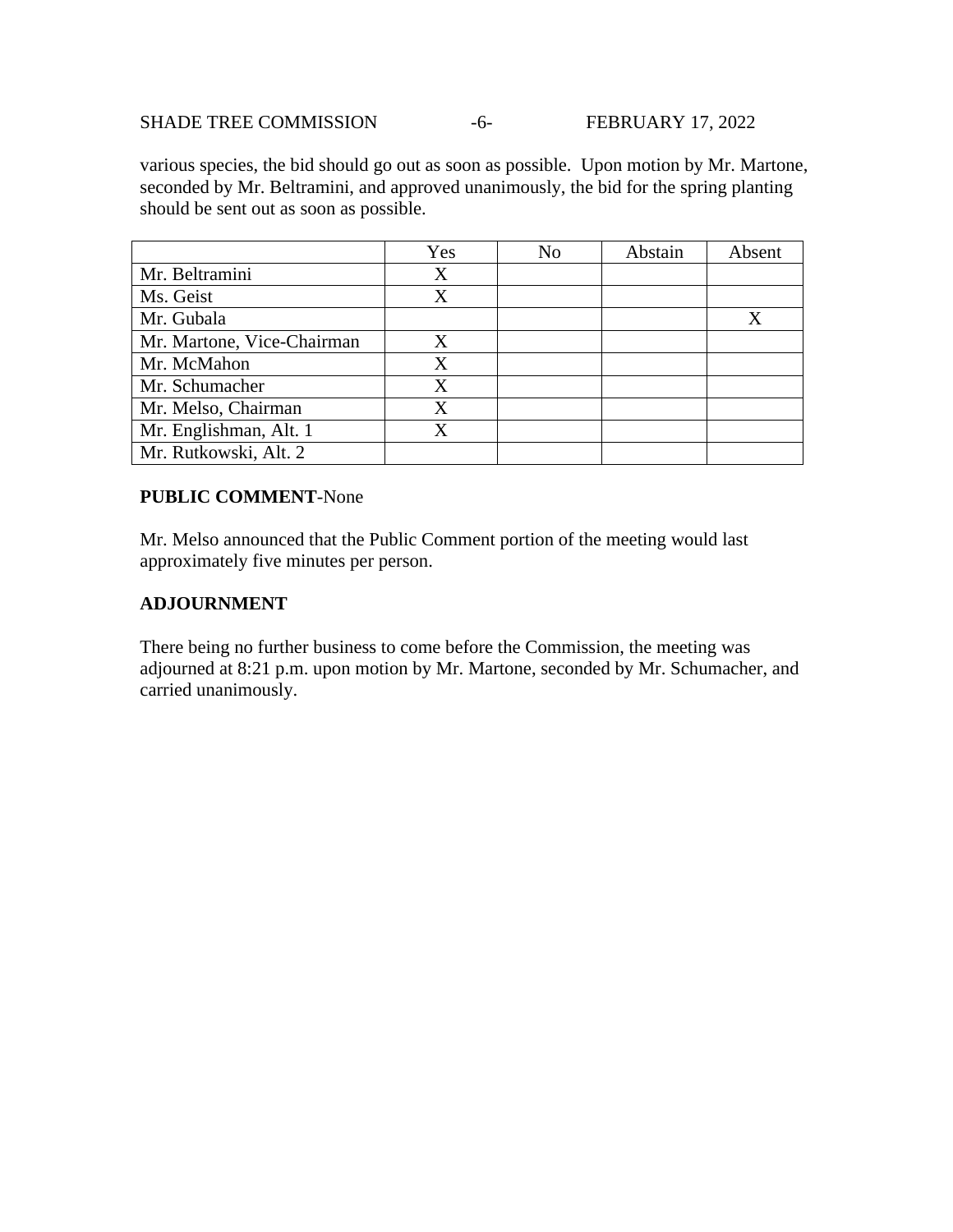various species, the bid should go out as soon as possible. Upon motion by Mr. Martone, seconded by Mr. Beltramini, and approved unanimously, the bid for the spring planting should be sent out as soon as possible.

| | Yes | No | Abstain | Absent |
|---|---|---|---|---|
| Mr. Beltramini | X | | | |
| Ms. Geist | X | | | |
| Mr. Gubala | | | | X |
| Mr. Martone, Vice-Chairman | X | | | |
| Mr. McMahon | X | | | |
| Mr. Schumacher | X | | | |
| Mr. Melso, Chairman | X | | | |
| Mr. Englishman, Alt. 1 | X | | | |
| Mr. Rutkowski, Alt. 2 | | | | |

**PUBLIC COMMENT**-None

Mr. Melso announced that the Public Comment portion of the meeting would last approximately five minutes per person.

**ADJOURNMENT**

There being no further business to come before the Commission, the meeting was adjourned at 8:21 p.m. upon motion by Mr. Martone, seconded by Mr. Schumacher, and carried unanimously.